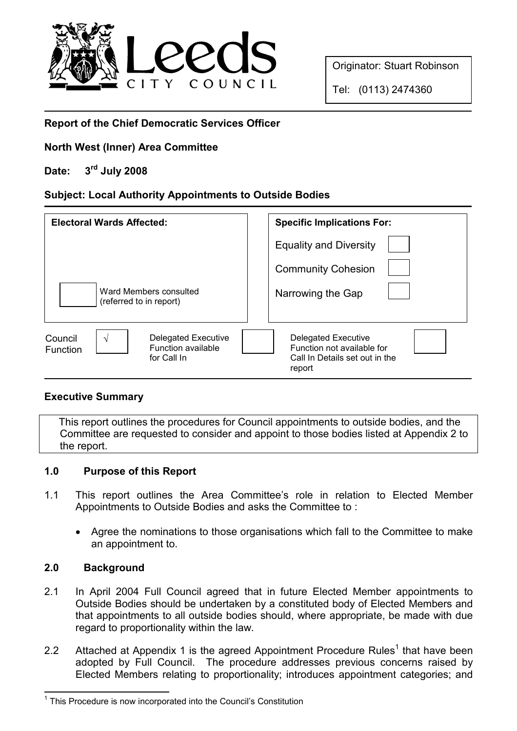Leeds CITY COUNCIL

Originator: Stuart Robinson

Tel: (0113) 2474360

**Report of the Chief Democratic Services Officer**

**North West (Inner) Area Committee**

**Date: 3rd July 2008**

**Subject: Local Authority Appointments to Outside Bodies**

| Electoral Wards Affected: | Specific Implications For: | |
|---|---|---|
| | Equality and Diversity | ☐ |
| | Community Cohesion | ☐ |
| ☐ Ward Members consulted (referred to in report) | Narrowing the Gap | ☐ |

| Council Function | √ | Delegated Executive Function available for Call In | ☐ | Delegated Executive Function not available for Call In Details set out in the report | ☐ |
|---|---|---|---|---|---|

**Executive Summary**

This report outlines the procedures for Council appointments to outside bodies, and the Committee are requested to consider and appoint to those bodies listed at Appendix 2 to the report.

**1.0 Purpose of this Report**

1.1 This report outlines the Area Committee's role in relation to Elected Member Appointments to Outside Bodies and asks the Committee to :

- Agree the nominations to those organisations which fall to the Committee to make an appointment to.

**2.0 Background**

2.1 In April 2004 Full Council agreed that in future Elected Member appointments to Outside Bodies should be undertaken by a constituted body of Elected Members and that appointments to all outside bodies should, where appropriate, be made with due regard to proportionality within the law.

2.2 Attached at Appendix 1 is the agreed Appointment Procedure Rules[1] that have been adopted by Full Council. The procedure addresses previous concerns raised by Elected Members relating to proportionality; introduces appointment categories; and

[1] This Procedure is now incorporated into the Council's Constitution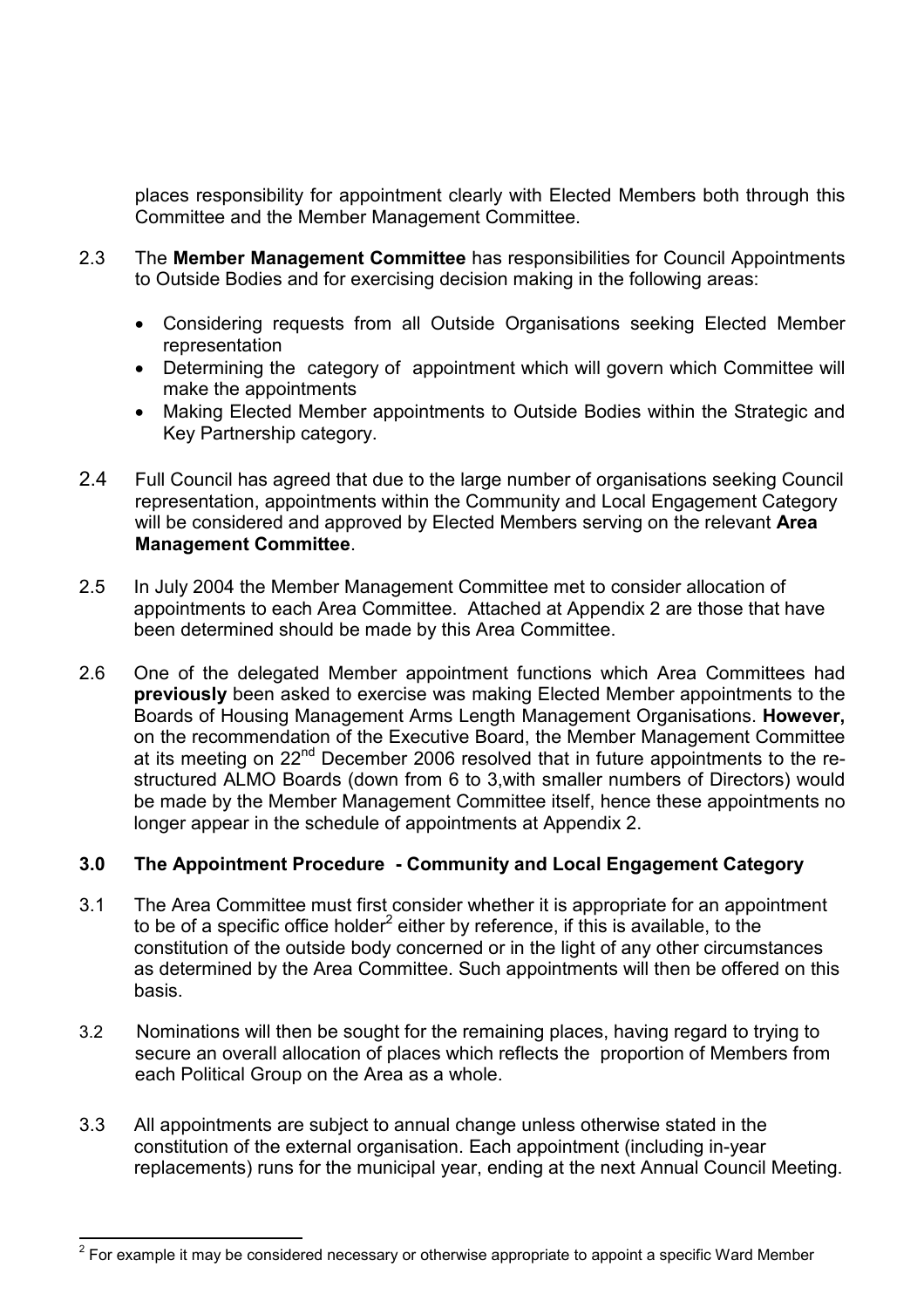places responsibility for appointment clearly with Elected Members both through this Committee and the Member Management Committee.

2.3 The **Member Management Committee** has responsibilities for Council Appointments to Outside Bodies and for exercising decision making in the following areas:

- Considering requests from all Outside Organisations seeking Elected Member representation
- Determining the category of appointment which will govern which Committee will make the appointments
- Making Elected Member appointments to Outside Bodies within the Strategic and Key Partnership category.

2.4 Full Council has agreed that due to the large number of organisations seeking Council representation, appointments within the Community and Local Engagement Category will be considered and approved by Elected Members serving on the relevant **Area Management Committee**.

2.5 In July 2004 the Member Management Committee met to consider allocation of appointments to each Area Committee. Attached at Appendix 2 are those that have been determined should be made by this Area Committee.

2.6 One of the delegated Member appointment functions which Area Committees had **previously** been asked to exercise was making Elected Member appointments to the Boards of Housing Management Arms Length Management Organisations. **However,** on the recommendation of the Executive Board, the Member Management Committee at its meeting on 22nd December 2006 resolved that in future appointments to the re-structured ALMO Boards (down from 6 to 3,with smaller numbers of Directors) would be made by the Member Management Committee itself, hence these appointments no longer appear in the schedule of appointments at Appendix 2.

### 3.0 The Appointment Procedure - Community and Local Engagement Category

3.1 The Area Committee must first consider whether it is appropriate for an appointment to be of a specific office holder[2] either by reference, if this is available, to the constitution of the outside body concerned or in the light of any other circumstances as determined by the Area Committee. Such appointments will then be offered on this basis.

3.2 Nominations will then be sought for the remaining places, having regard to trying to secure an overall allocation of places which reflects the proportion of Members from each Political Group on the Area as a whole.

3.3 All appointments are subject to annual change unless otherwise stated in the constitution of the external organisation. Each appointment (including in-year replacements) runs for the municipal year, ending at the next Annual Council Meeting.

[2] For example it may be considered necessary or otherwise appropriate to appoint a specific Ward Member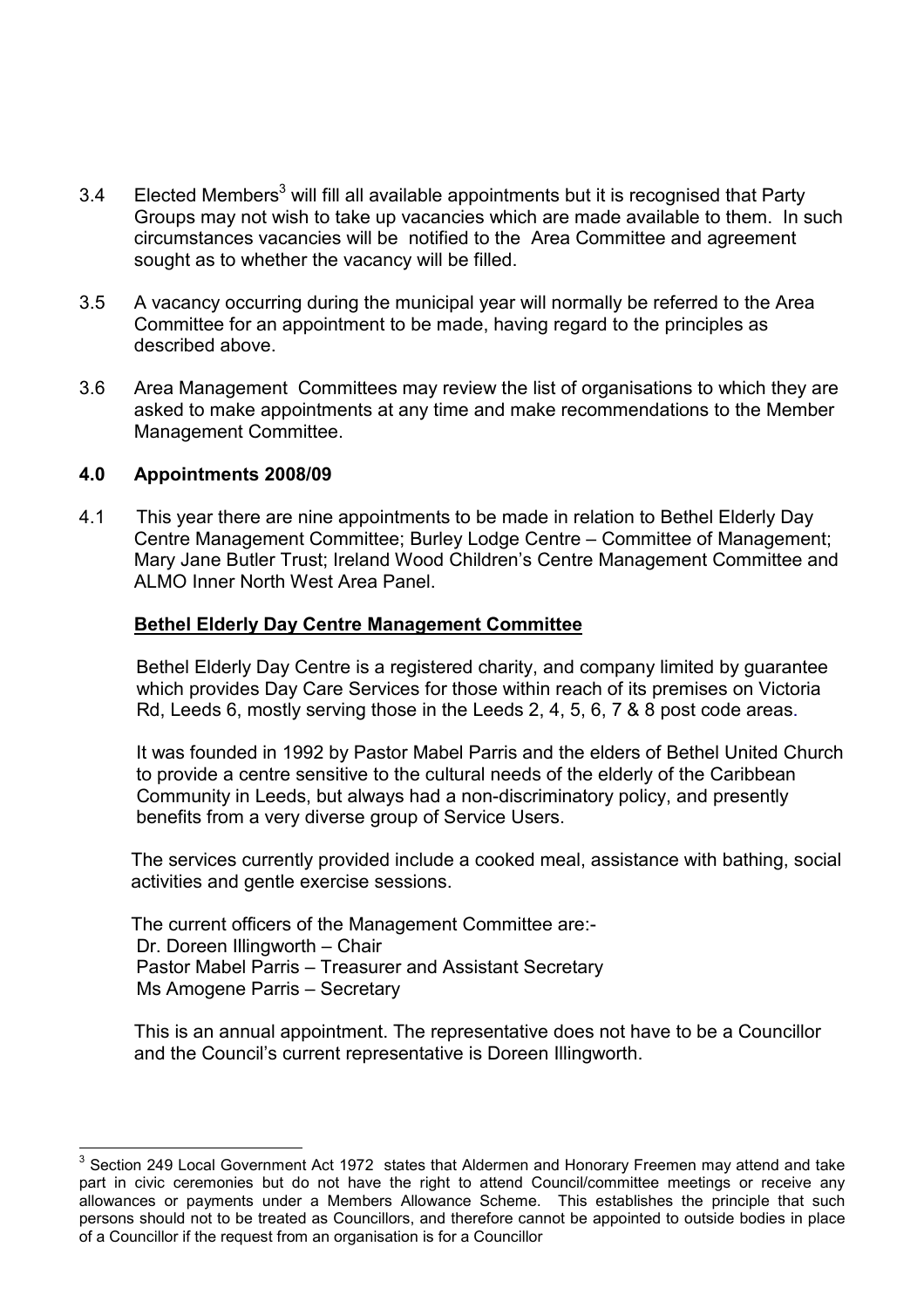3.4 Elected Members[3] will fill all available appointments but it is recognised that Party Groups may not wish to take up vacancies which are made available to them. In such circumstances vacancies will be notified to the Area Committee and agreement sought as to whether the vacancy will be filled.

3.5 A vacancy occurring during the municipal year will normally be referred to the Area Committee for an appointment to be made, having regard to the principles as described above.

3.6 Area Management Committees may review the list of organisations to which they are asked to make appointments at any time and make recommendations to the Member Management Committee.

## 4.0 Appointments 2008/09

4.1 This year there are nine appointments to be made in relation to Bethel Elderly Day Centre Management Committee; Burley Lodge Centre – Committee of Management; Mary Jane Butler Trust; Ireland Wood Children's Centre Management Committee and ALMO Inner North West Area Panel.

**Bethel Elderly Day Centre Management Committee**

Bethel Elderly Day Centre is a registered charity, and company limited by guarantee which provides Day Care Services for those within reach of its premises on Victoria Rd, Leeds 6, mostly serving those in the Leeds 2, 4, 5, 6, 7 & 8 post code areas.

It was founded in 1992 by Pastor Mabel Parris and the elders of Bethel United Church to provide a centre sensitive to the cultural needs of the elderly of the Caribbean Community in Leeds, but always had a non-discriminatory policy, and presently benefits from a very diverse group of Service Users.

The services currently provided include a cooked meal, assistance with bathing, social activities and gentle exercise sessions.

The current officers of the Management Committee are:-
Dr. Doreen Illingworth – Chair
Pastor Mabel Parris – Treasurer and Assistant Secretary
Ms Amogene Parris – Secretary

This is an annual appointment. The representative does not have to be a Councillor and the Council's current representative is Doreen Illingworth.

---

[3] Section 249 Local Government Act 1972 states that Aldermen and Honorary Freemen may attend and take part in civic ceremonies but do not have the right to attend Council/committee meetings or receive any allowances or payments under a Members Allowance Scheme. This establishes the principle that such persons should not to be treated as Councillors, and therefore cannot be appointed to outside bodies in place of a Councillor if the request from an organisation is for a Councillor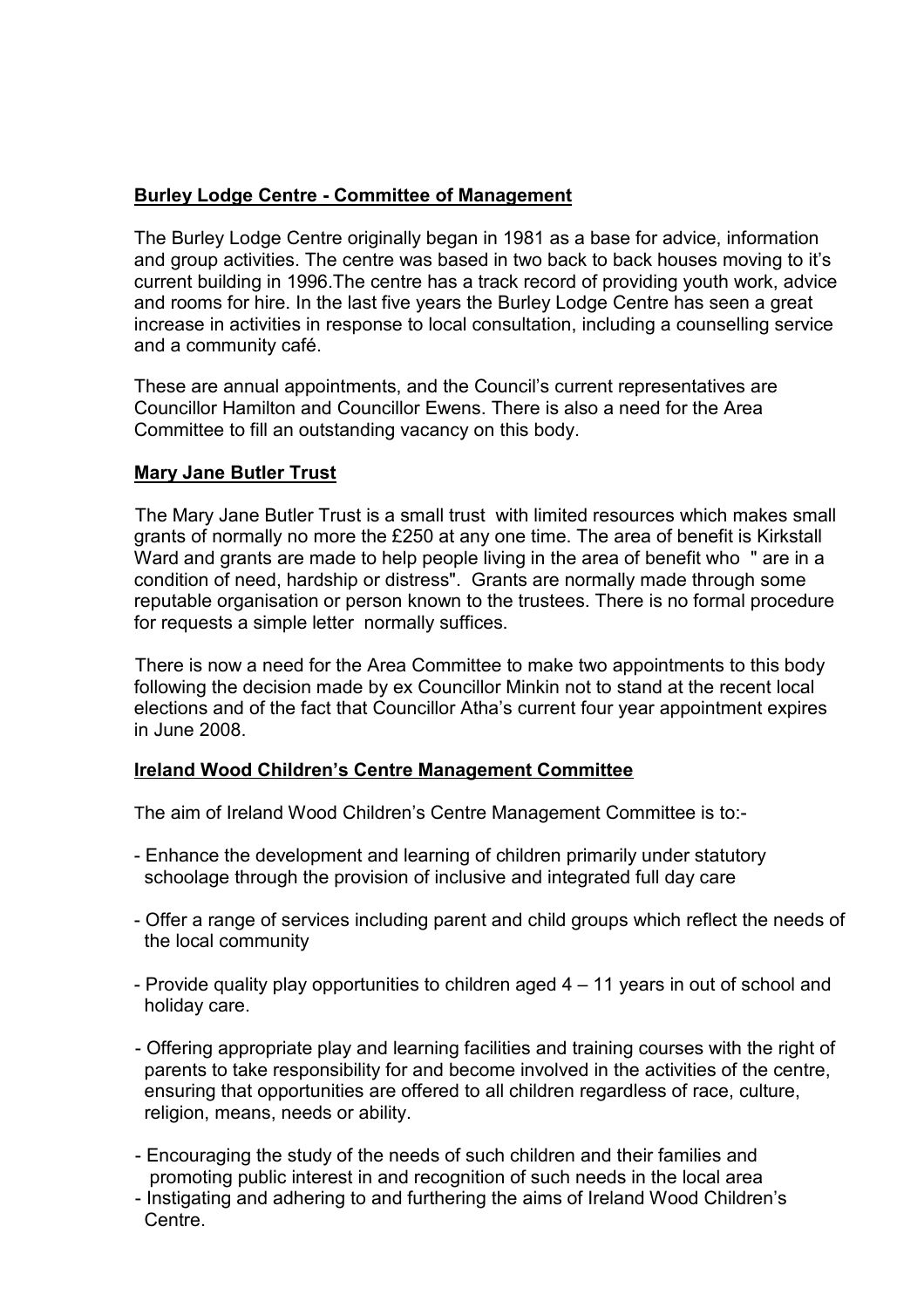**Burley Lodge Centre - Committee of Management**

The Burley Lodge Centre originally began in 1981 as a base for advice, information and group activities. The centre was based in two back to back houses moving to it's current building in 1996.The centre has a track record of providing youth work, advice and rooms for hire. In the last five years the Burley Lodge Centre has seen a great increase in activities in response to local consultation, including a counselling service and a community café.

These are annual appointments, and the Council's current representatives are Councillor Hamilton and Councillor Ewens. There is also a need for the Area Committee to fill an outstanding vacancy on this body.

**Mary Jane Butler Trust**

The Mary Jane Butler Trust is a small trust with limited resources which makes small grants of normally no more the £250 at any one time. The area of benefit is Kirkstall Ward and grants are made to help people living in the area of benefit who " are in a condition of need, hardship or distress". Grants are normally made through some reputable organisation or person known to the trustees. There is no formal procedure for requests a simple letter normally suffices.

There is now a need for the Area Committee to make two appointments to this body following the decision made by ex Councillor Minkin not to stand at the recent local elections and of the fact that Councillor Atha's current four year appointment expires in June 2008.

**Ireland Wood Children's Centre Management Committee**

The aim of Ireland Wood Children's Centre Management Committee is to:-

- Enhance the development and learning of children primarily under statutory schoolage through the provision of inclusive and integrated full day care
- Offer a range of services including parent and child groups which reflect the needs of the local community
- Provide quality play opportunities to children aged 4 – 11 years in out of school and holiday care.
- Offering appropriate play and learning facilities and training courses with the right of parents to take responsibility for and become involved in the activities of the centre, ensuring that opportunities are offered to all children regardless of race, culture, religion, means, needs or ability.
- Encouraging the study of the needs of such children and their families and promoting public interest in and recognition of such needs in the local area
- Instigating and adhering to and furthering the aims of Ireland Wood Children's Centre.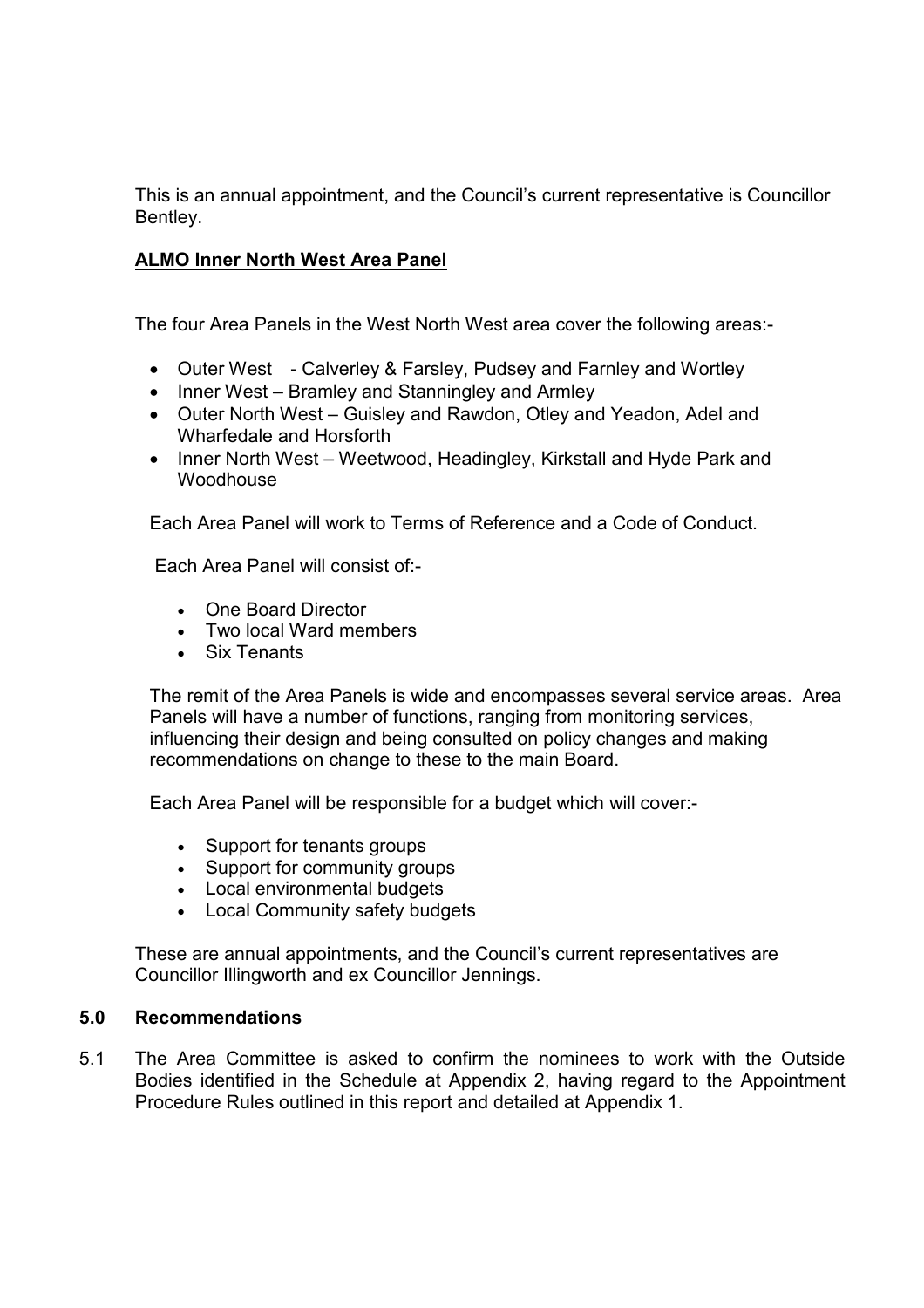This is an annual appointment, and the Council's current representative is Councillor Bentley.

**ALMO Inner North West Area Panel**

The four Area Panels in the West North West area cover the following areas:-

- Outer West - Calverley & Farsley, Pudsey and Farnley and Wortley
- Inner West – Bramley and Stanningley and Armley
- Outer North West – Guisley and Rawdon, Otley and Yeadon, Adel and Wharfedale and Horsforth
- Inner North West – Weetwood, Headingley, Kirkstall and Hyde Park and Woodhouse

Each Area Panel will work to Terms of Reference and a Code of Conduct.

Each Area Panel will consist of:-

- One Board Director
- Two local Ward members
- Six Tenants

The remit of the Area Panels is wide and encompasses several service areas. Area Panels will have a number of functions, ranging from monitoring services, influencing their design and being consulted on policy changes and making recommendations on change to these to the main Board.

Each Area Panel will be responsible for a budget which will cover:-

- Support for tenants groups
- Support for community groups
- Local environmental budgets
- Local Community safety budgets

These are annual appointments, and the Council's current representatives are Councillor Illingworth and ex Councillor Jennings.

## 5.0 Recommendations

5.1 The Area Committee is asked to confirm the nominees to work with the Outside Bodies identified in the Schedule at Appendix 2, having regard to the Appointment Procedure Rules outlined in this report and detailed at Appendix 1.